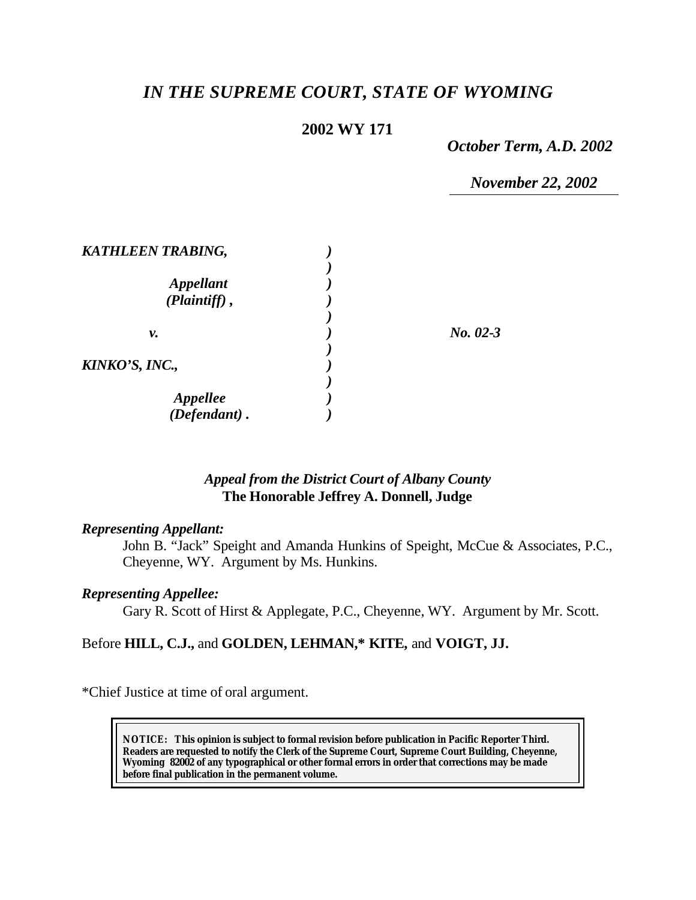# *IN THE SUPREME COURT, STATE OF WYOMING*

**2002 WY 171**

*October Term, A.D. 2002*

*November 22, 2002*

| | | |
|---|---|---|
| ***KATHLEEN TRABING,*** | ***)*** | |
| | ***)*** | |
| ***Appellant*** | ***)*** | |
| ***(Plaintiff) ,*** | ***)*** | |
| | ***)*** | |
| ***v.*** | ***)*** | ***No. 02-3*** |
| | ***)*** | |
| ***KINKO'S, INC.,*** | ***)*** | |
| | ***)*** | |
| ***Appellee*** | ***)*** | |
| ***(Defendant) .*** | ***)*** | |

***Appeal from the District Court of Albany County***
**The Honorable Jeffrey A. Donnell, Judge**

***Representing Appellant:***

John B. "Jack" Speight and Amanda Hunkins of Speight, McCue & Associates, P.C., Cheyenne, WY. Argument by Ms. Hunkins.

***Representing Appellee:***

Gary R. Scott of Hirst & Applegate, P.C., Cheyenne, WY. Argument by Mr. Scott.

Before **HILL, C.J.,** and **GOLDEN, LEHMAN,\* KITE,** and **VOIGT, JJ.**

\*Chief Justice at time of oral argument.

**NOTICE: This opinion is subject to formal revision before publication in Pacific Reporter Third. Readers are requested to notify the Clerk of the Supreme Court, Supreme Court Building, Cheyenne, Wyoming 82002 of any typographical or other formal errors in order that corrections may be made before final publication in the permanent volume.**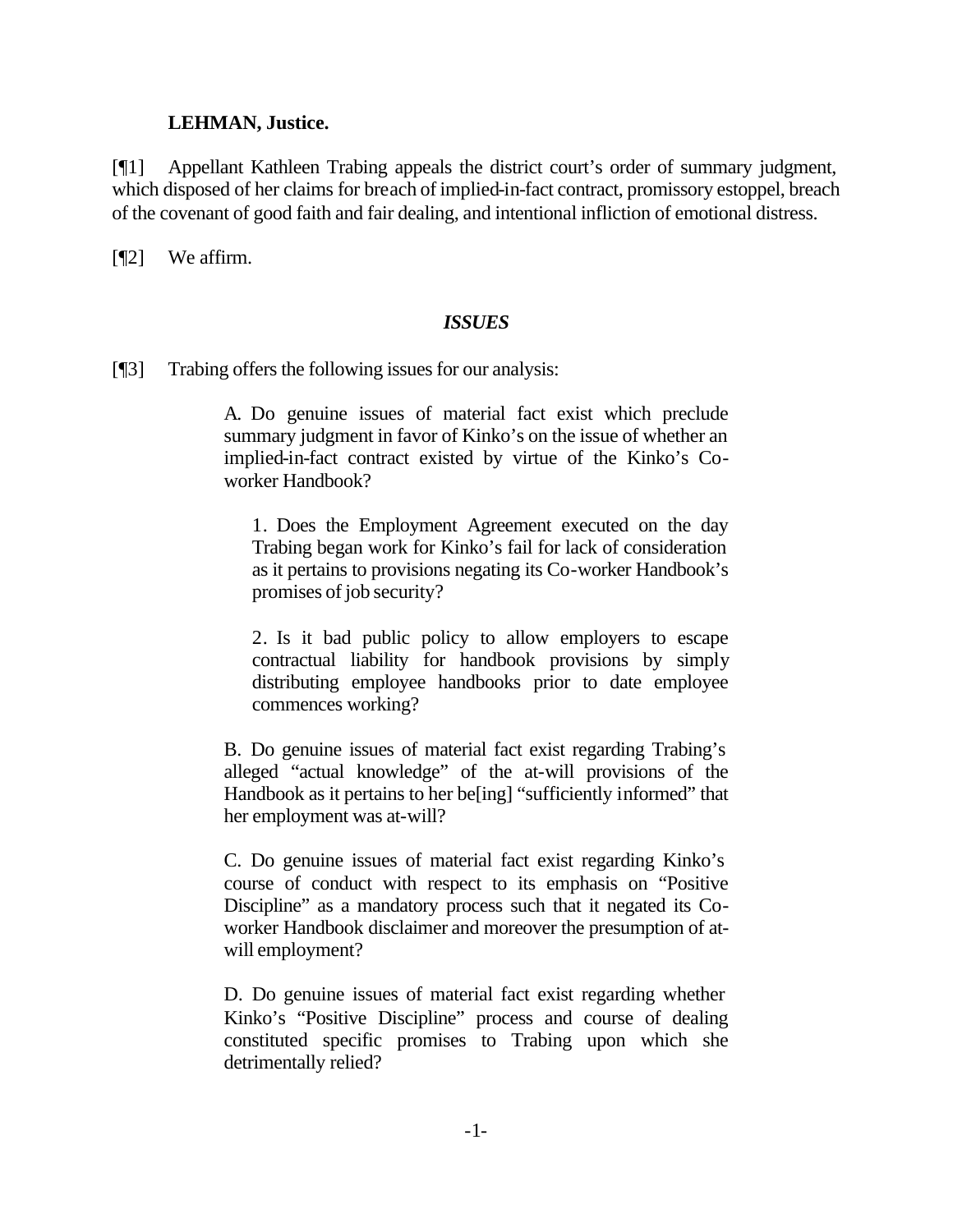**LEHMAN, Justice.**

[¶1] Appellant Kathleen Trabing appeals the district court's order of summary judgment, which disposed of her claims for breach of implied-in-fact contract, promissory estoppel, breach of the covenant of good faith and fair dealing, and intentional infliction of emotional distress.

[¶2] We affirm.

### *ISSUES*

[¶3] Trabing offers the following issues for our analysis:

> A. Do genuine issues of material fact exist which preclude summary judgment in favor of Kinko's on the issue of whether an implied-in-fact contract existed by virtue of the Kinko's Co-worker Handbook?
>
> > 1. Does the Employment Agreement executed on the day Trabing began work for Kinko's fail for lack of consideration as it pertains to provisions negating its Co-worker Handbook's promises of job security?
> >
> > 2. Is it bad public policy to allow employers to escape contractual liability for handbook provisions by simply distributing employee handbooks prior to date employee commences working?
>
> B. Do genuine issues of material fact exist regarding Trabing's alleged "actual knowledge" of the at-will provisions of the Handbook as it pertains to her be[ing] "sufficiently informed" that her employment was at-will?
>
> C. Do genuine issues of material fact exist regarding Kinko's course of conduct with respect to its emphasis on "Positive Discipline" as a mandatory process such that it negated its Co-worker Handbook disclaimer and moreover the presumption of at-will employment?
>
> D. Do genuine issues of material fact exist regarding whether Kinko's "Positive Discipline" process and course of dealing constituted specific promises to Trabing upon which she detrimentally relied?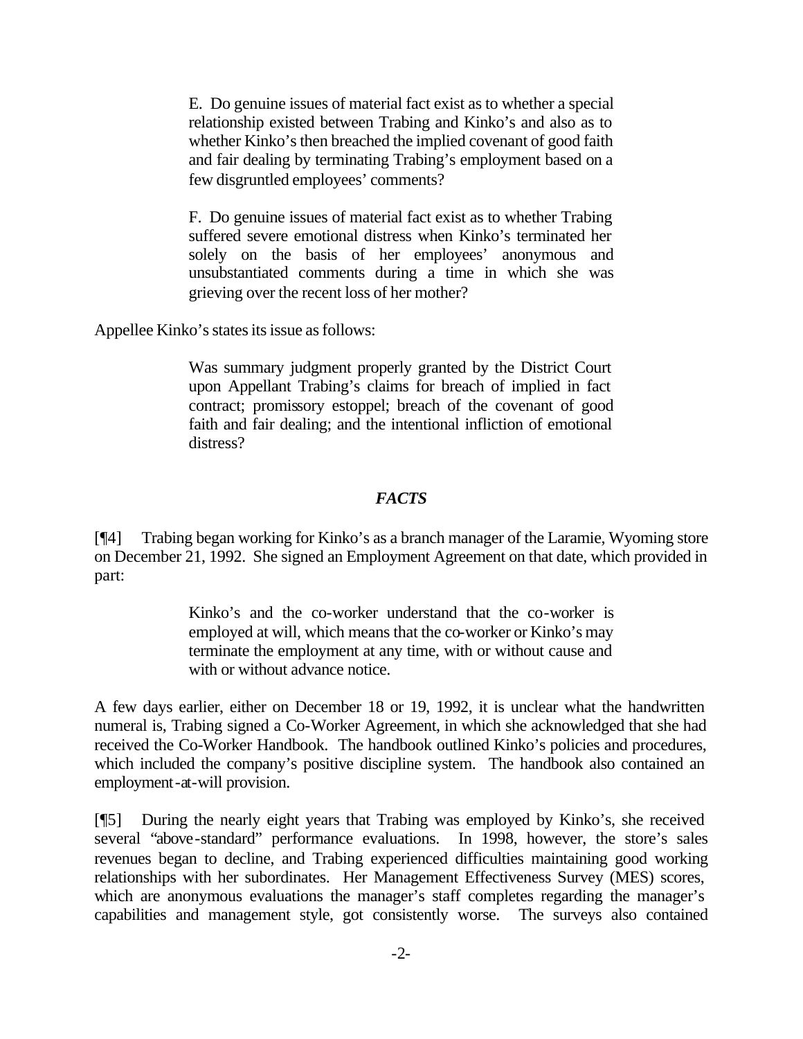> E. Do genuine issues of material fact exist as to whether a special relationship existed between Trabing and Kinko's and also as to whether Kinko's then breached the implied covenant of good faith and fair dealing by terminating Trabing's employment based on a few disgruntled employees' comments?
>
> F. Do genuine issues of material fact exist as to whether Trabing suffered severe emotional distress when Kinko's terminated her solely on the basis of her employees' anonymous and unsubstantiated comments during a time in which she was grieving over the recent loss of her mother?

Appellee Kinko's states its issue as follows:

> Was summary judgment properly granted by the District Court upon Appellant Trabing's claims for breach of implied in fact contract; promissory estoppel; breach of the covenant of good faith and fair dealing; and the intentional infliction of emotional distress?

## *FACTS*

[¶4] Trabing began working for Kinko's as a branch manager of the Laramie, Wyoming store on December 21, 1992. She signed an Employment Agreement on that date, which provided in part:

> Kinko's and the co-worker understand that the co-worker is employed at will, which means that the co-worker or Kinko's may terminate the employment at any time, with or without cause and with or without advance notice.

A few days earlier, either on December 18 or 19, 1992, it is unclear what the handwritten numeral is, Trabing signed a Co-Worker Agreement, in which she acknowledged that she had received the Co-Worker Handbook. The handbook outlined Kinko's policies and procedures, which included the company's positive discipline system. The handbook also contained an employment-at-will provision.

[¶5] During the nearly eight years that Trabing was employed by Kinko's, she received several "above-standard" performance evaluations. In 1998, however, the store's sales revenues began to decline, and Trabing experienced difficulties maintaining good working relationships with her subordinates. Her Management Effectiveness Survey (MES) scores, which are anonymous evaluations the manager's staff completes regarding the manager's capabilities and management style, got consistently worse. The surveys also contained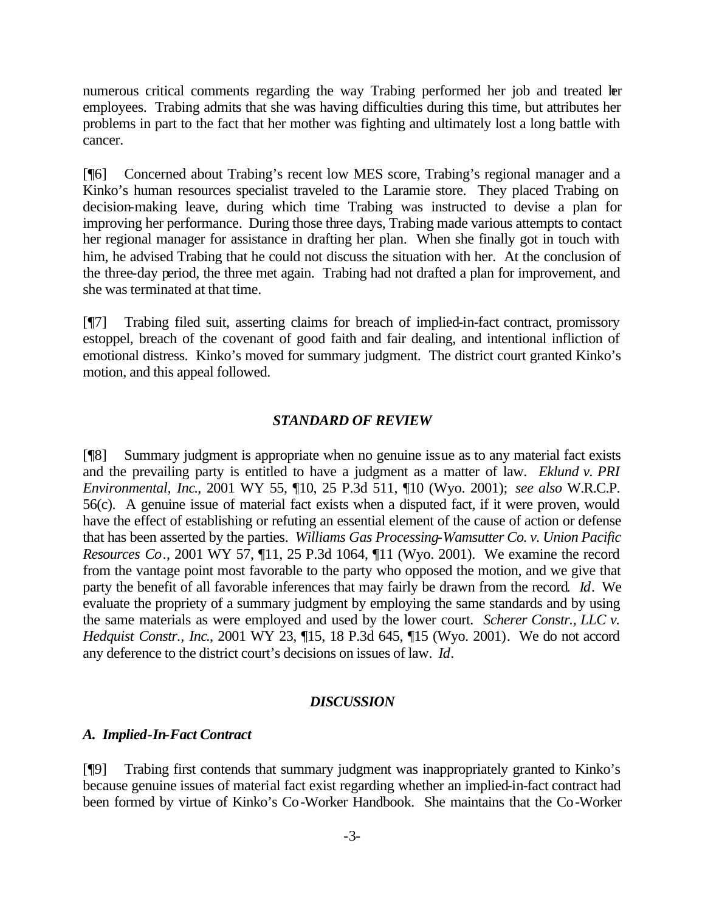numerous critical comments regarding the way Trabing performed her job and treated her employees. Trabing admits that she was having difficulties during this time, but attributes her problems in part to the fact that her mother was fighting and ultimately lost a long battle with cancer.

[¶6] Concerned about Trabing's recent low MES score, Trabing's regional manager and a Kinko's human resources specialist traveled to the Laramie store. They placed Trabing on decision-making leave, during which time Trabing was instructed to devise a plan for improving her performance. During those three days, Trabing made various attempts to contact her regional manager for assistance in drafting her plan. When she finally got in touch with him, he advised Trabing that he could not discuss the situation with her. At the conclusion of the three-day period, the three met again. Trabing had not drafted a plan for improvement, and she was terminated at that time.

[¶7] Trabing filed suit, asserting claims for breach of implied-in-fact contract, promissory estoppel, breach of the covenant of good faith and fair dealing, and intentional infliction of emotional distress. Kinko's moved for summary judgment. The district court granted Kinko's motion, and this appeal followed.

### *STANDARD OF REVIEW*

[¶8] Summary judgment is appropriate when no genuine issue as to any material fact exists and the prevailing party is entitled to have a judgment as a matter of law. *Eklund v. PRI Environmental, Inc.*, 2001 WY 55, ¶10, 25 P.3d 511, ¶10 (Wyo. 2001); *see also* W.R.C.P. 56(c). A genuine issue of material fact exists when a disputed fact, if it were proven, would have the effect of establishing or refuting an essential element of the cause of action or defense that has been asserted by the parties. *Williams Gas Processing-Wamsutter Co. v. Union Pacific Resources Co.*, 2001 WY 57, ¶11, 25 P.3d 1064, ¶11 (Wyo. 2001). We examine the record from the vantage point most favorable to the party who opposed the motion, and we give that party the benefit of all favorable inferences that may fairly be drawn from the record. *Id*. We evaluate the propriety of a summary judgment by employing the same standards and by using the same materials as were employed and used by the lower court. *Scherer Constr., LLC v. Hedquist Constr., Inc.*, 2001 WY 23, ¶15, 18 P.3d 645, ¶15 (Wyo. 2001). We do not accord any deference to the district court's decisions on issues of law. *Id*.

### *DISCUSSION*

#### *A. Implied-In-Fact Contract*

[¶9] Trabing first contends that summary judgment was inappropriately granted to Kinko's because genuine issues of material fact exist regarding whether an implied-in-fact contract had been formed by virtue of Kinko's Co-Worker Handbook. She maintains that the Co-Worker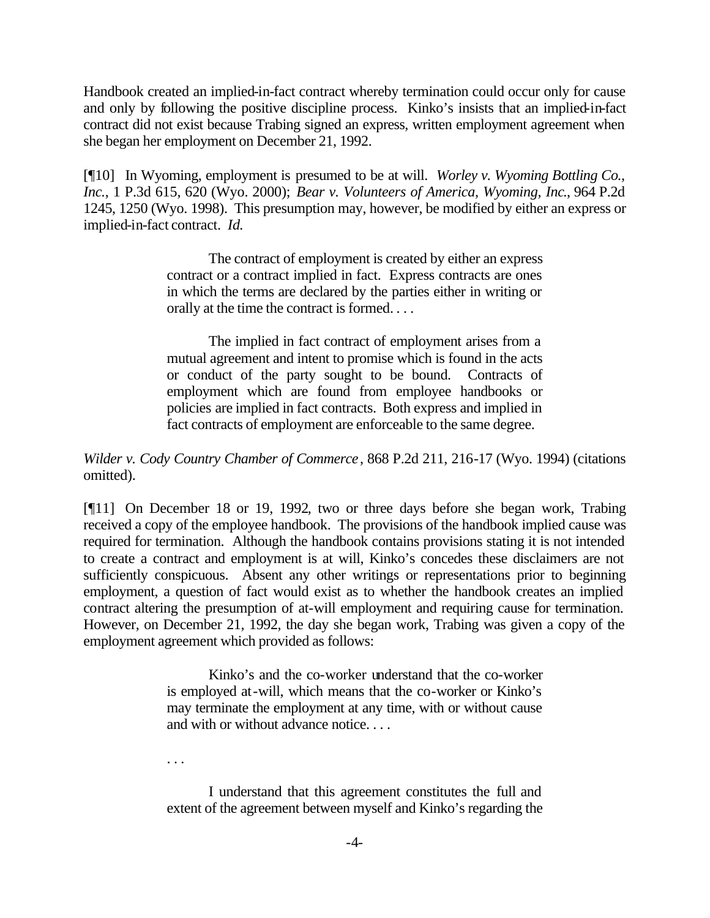Handbook created an implied-in-fact contract whereby termination could occur only for cause and only by following the positive discipline process. Kinko's insists that an implied-in-fact contract did not exist because Trabing signed an express, written employment agreement when she began her employment on December 21, 1992.

[¶10] In Wyoming, employment is presumed to be at will. *Worley v. Wyoming Bottling Co., Inc.*, 1 P.3d 615, 620 (Wyo. 2000); *Bear v. Volunteers of America, Wyoming, Inc.*, 964 P.2d 1245, 1250 (Wyo. 1998). This presumption may, however, be modified by either an express or implied-in-fact contract. *Id.*

> The contract of employment is created by either an express contract or a contract implied in fact. Express contracts are ones in which the terms are declared by the parties either in writing or orally at the time the contract is formed. . . .
>
> The implied in fact contract of employment arises from a mutual agreement and intent to promise which is found in the acts or conduct of the party sought to be bound. Contracts of employment which are found from employee handbooks or policies are implied in fact contracts. Both express and implied in fact contracts of employment are enforceable to the same degree.

*Wilder v. Cody Country Chamber of Commerce*, 868 P.2d 211, 216-17 (Wyo. 1994) (citations omitted).

[¶11] On December 18 or 19, 1992, two or three days before she began work, Trabing received a copy of the employee handbook. The provisions of the handbook implied cause was required for termination. Although the handbook contains provisions stating it is not intended to create a contract and employment is at will, Kinko's concedes these disclaimers are not sufficiently conspicuous. Absent any other writings or representations prior to beginning employment, a question of fact would exist as to whether the handbook creates an implied contract altering the presumption of at-will employment and requiring cause for termination. However, on December 21, 1992, the day she began work, Trabing was given a copy of the employment agreement which provided as follows:

> Kinko's and the co-worker understand that the co-worker is employed at-will, which means that the co-worker or Kinko's may terminate the employment at any time, with or without cause and with or without advance notice. . . .
>
> . . .
>
> I understand that this agreement constitutes the full and extent of the agreement between myself and Kinko's regarding the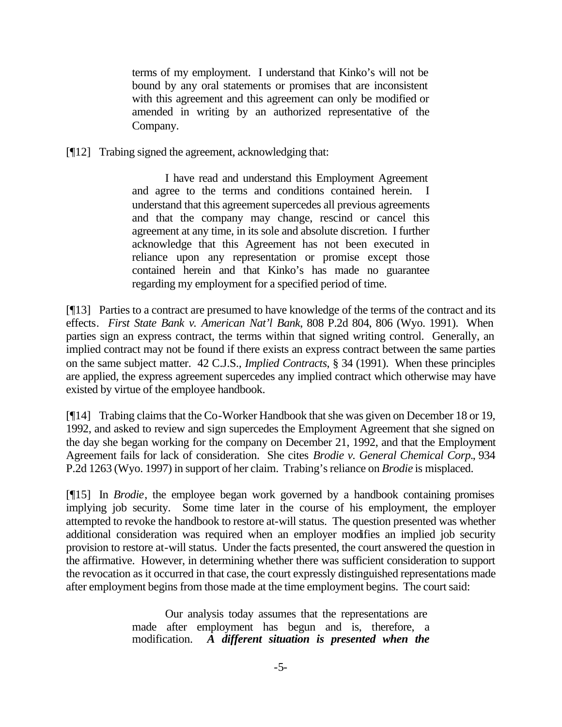> terms of my employment. I understand that Kinko's will not be bound by any oral statements or promises that are inconsistent with this agreement and this agreement can only be modified or amended in writing by an authorized representative of the Company.

[¶12] Trabing signed the agreement, acknowledging that:

> I have read and understand this Employment Agreement and agree to the terms and conditions contained herein. I understand that this agreement supercedes all previous agreements and that the company may change, rescind or cancel this agreement at any time, in its sole and absolute discretion. I further acknowledge that this Agreement has not been executed in reliance upon any representation or promise except those contained herein and that Kinko's has made no guarantee regarding my employment for a specified period of time.

[¶13] Parties to a contract are presumed to have knowledge of the terms of the contract and its effects. *First State Bank v. American Nat'l Bank*, 808 P.2d 804, 806 (Wyo. 1991). When parties sign an express contract, the terms within that signed writing control. Generally, an implied contract may not be found if there exists an express contract between the same parties on the same subject matter. 42 C.J.S., *Implied Contracts*, § 34 (1991). When these principles are applied, the express agreement supercedes any implied contract which otherwise may have existed by virtue of the employee handbook.

[¶14] Trabing claims that the Co-Worker Handbook that she was given on December 18 or 19, 1992, and asked to review and sign supercedes the Employment Agreement that she signed on the day she began working for the company on December 21, 1992, and that the Employment Agreement fails for lack of consideration. She cites *Brodie v. General Chemical Corp*., 934 P.2d 1263 (Wyo. 1997) in support of her claim. Trabing's reliance on *Brodie* is misplaced.

[¶15] In *Brodie*, the employee began work governed by a handbook containing promises implying job security. Some time later in the course of his employment, the employer attempted to revoke the handbook to restore at-will status. The question presented was whether additional consideration was required when an employer modifies an implied job security provision to restore at-will status. Under the facts presented, the court answered the question in the affirmative. However, in determining whether there was sufficient consideration to support the revocation as it occurred in that case, the court expressly distinguished representations made after employment begins from those made at the time employment begins. The court said:

> Our analysis today assumes that the representations are made after employment has begun and is, therefore, a modification. ***A different situation is presented when the***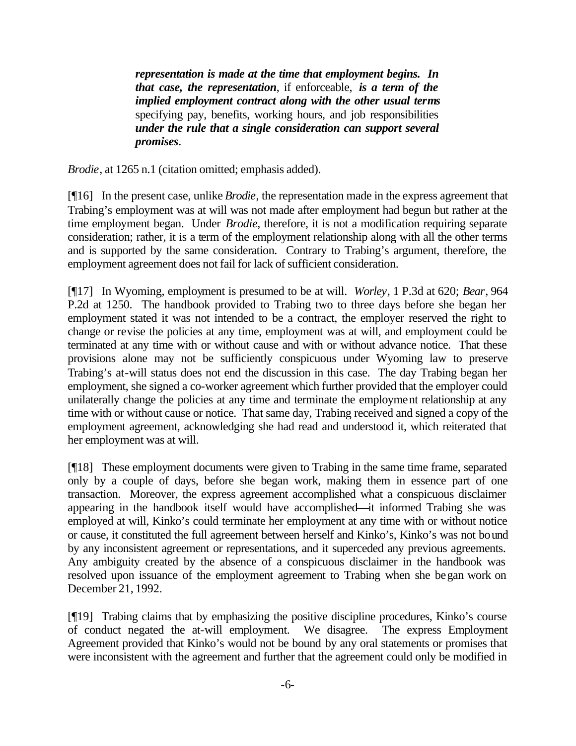> ***representation is made at the time that employment begins. In that case, the representation***, if enforceable, ***is a term of the implied employment contract along with the other usual terms*** specifying pay, benefits, working hours, and job responsibilities ***under the rule that a single consideration can support several promises***.

*Brodie*, at 1265 n.1 (citation omitted; emphasis added).

[¶16] In the present case, unlike *Brodie*, the representation made in the express agreement that Trabing's employment was at will was not made after employment had begun but rather at the time employment began. Under *Brodie*, therefore, it is not a modification requiring separate consideration; rather, it is a term of the employment relationship along with all the other terms and is supported by the same consideration. Contrary to Trabing's argument, therefore, the employment agreement does not fail for lack of sufficient consideration.

[¶17] In Wyoming, employment is presumed to be at will. *Worley*, 1 P.3d at 620; *Bear*, 964 P.2d at 1250. The handbook provided to Trabing two to three days before she began her employment stated it was not intended to be a contract, the employer reserved the right to change or revise the policies at any time, employment was at will, and employment could be terminated at any time with or without cause and with or without advance notice. That these provisions alone may not be sufficiently conspicuous under Wyoming law to preserve Trabing's at-will status does not end the discussion in this case. The day Trabing began her employment, she signed a co-worker agreement which further provided that the employer could unilaterally change the policies at any time and terminate the employment relationship at any time with or without cause or notice. That same day, Trabing received and signed a copy of the employment agreement, acknowledging she had read and understood it, which reiterated that her employment was at will.

[¶18] These employment documents were given to Trabing in the same time frame, separated only by a couple of days, before she began work, making them in essence part of one transaction. Moreover, the express agreement accomplished what a conspicuous disclaimer appearing in the handbook itself would have accomplished—it informed Trabing she was employed at will, Kinko's could terminate her employment at any time with or without notice or cause, it constituted the full agreement between herself and Kinko's, Kinko's was not bound by any inconsistent agreement or representations, and it superceded any previous agreements. Any ambiguity created by the absence of a conspicuous disclaimer in the handbook was resolved upon issuance of the employment agreement to Trabing when she began work on December 21, 1992.

[¶19] Trabing claims that by emphasizing the positive discipline procedures, Kinko's course of conduct negated the at-will employment. We disagree. The express Employment Agreement provided that Kinko's would not be bound by any oral statements or promises that were inconsistent with the agreement and further that the agreement could only be modified in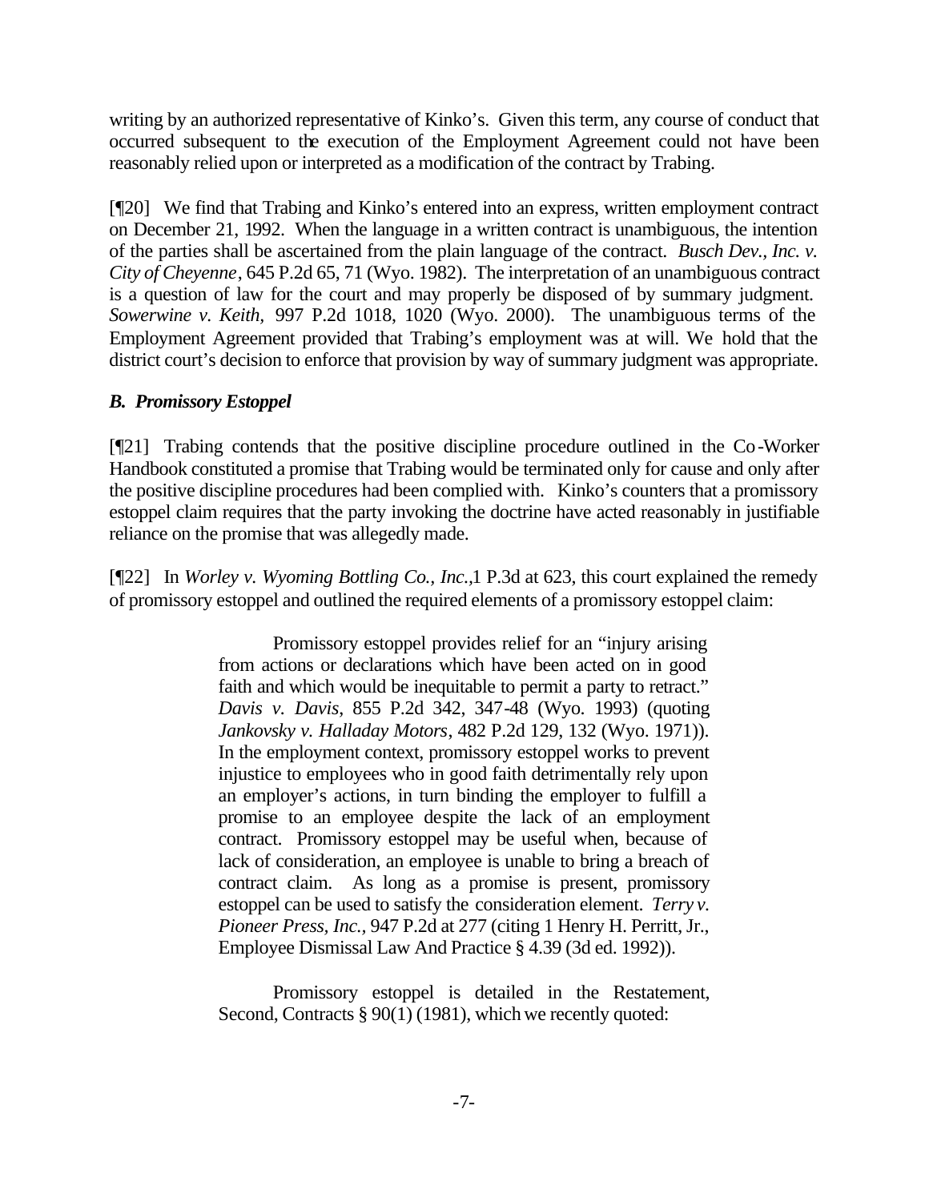writing by an authorized representative of Kinko's. Given this term, any course of conduct that occurred subsequent to the execution of the Employment Agreement could not have been reasonably relied upon or interpreted as a modification of the contract by Trabing.

[¶20] We find that Trabing and Kinko's entered into an express, written employment contract on December 21, 1992. When the language in a written contract is unambiguous, the intention of the parties shall be ascertained from the plain language of the contract. *Busch Dev., Inc. v. City of Cheyenne*, 645 P.2d 65, 71 (Wyo. 1982). The interpretation of an unambiguous contract is a question of law for the court and may properly be disposed of by summary judgment. *Sowerwine v. Keith,* 997 P.2d 1018, 1020 (Wyo. 2000). The unambiguous terms of the Employment Agreement provided that Trabing's employment was at will. We hold that the district court's decision to enforce that provision by way of summary judgment was appropriate.

### *B. Promissory Estoppel*

[¶21] Trabing contends that the positive discipline procedure outlined in the Co-Worker Handbook constituted a promise that Trabing would be terminated only for cause and only after the positive discipline procedures had been complied with. Kinko's counters that a promissory estoppel claim requires that the party invoking the doctrine have acted reasonably in justifiable reliance on the promise that was allegedly made.

[¶22] In *Worley v. Wyoming Bottling Co., Inc.*,1 P.3d at 623, this court explained the remedy of promissory estoppel and outlined the required elements of a promissory estoppel claim:

> Promissory estoppel provides relief for an "injury arising from actions or declarations which have been acted on in good faith and which would be inequitable to permit a party to retract." *Davis v. Davis*, 855 P.2d 342, 347-48 (Wyo. 1993) (quoting *Jankovsky v. Halladay Motors*, 482 P.2d 129, 132 (Wyo. 1971)). In the employment context, promissory estoppel works to prevent injustice to employees who in good faith detrimentally rely upon an employer's actions, in turn binding the employer to fulfill a promise to an employee despite the lack of an employment contract. Promissory estoppel may be useful when, because of lack of consideration, an employee is unable to bring a breach of contract claim. As long as a promise is present, promissory estoppel can be used to satisfy the consideration element. *Terry v. Pioneer Press, Inc.*, 947 P.2d at 277 (citing 1 Henry H. Perritt, Jr., Employee Dismissal Law And Practice § 4.39 (3d ed. 1992)).
>
> Promissory estoppel is detailed in the Restatement, Second, Contracts § 90(1) (1981), which we recently quoted: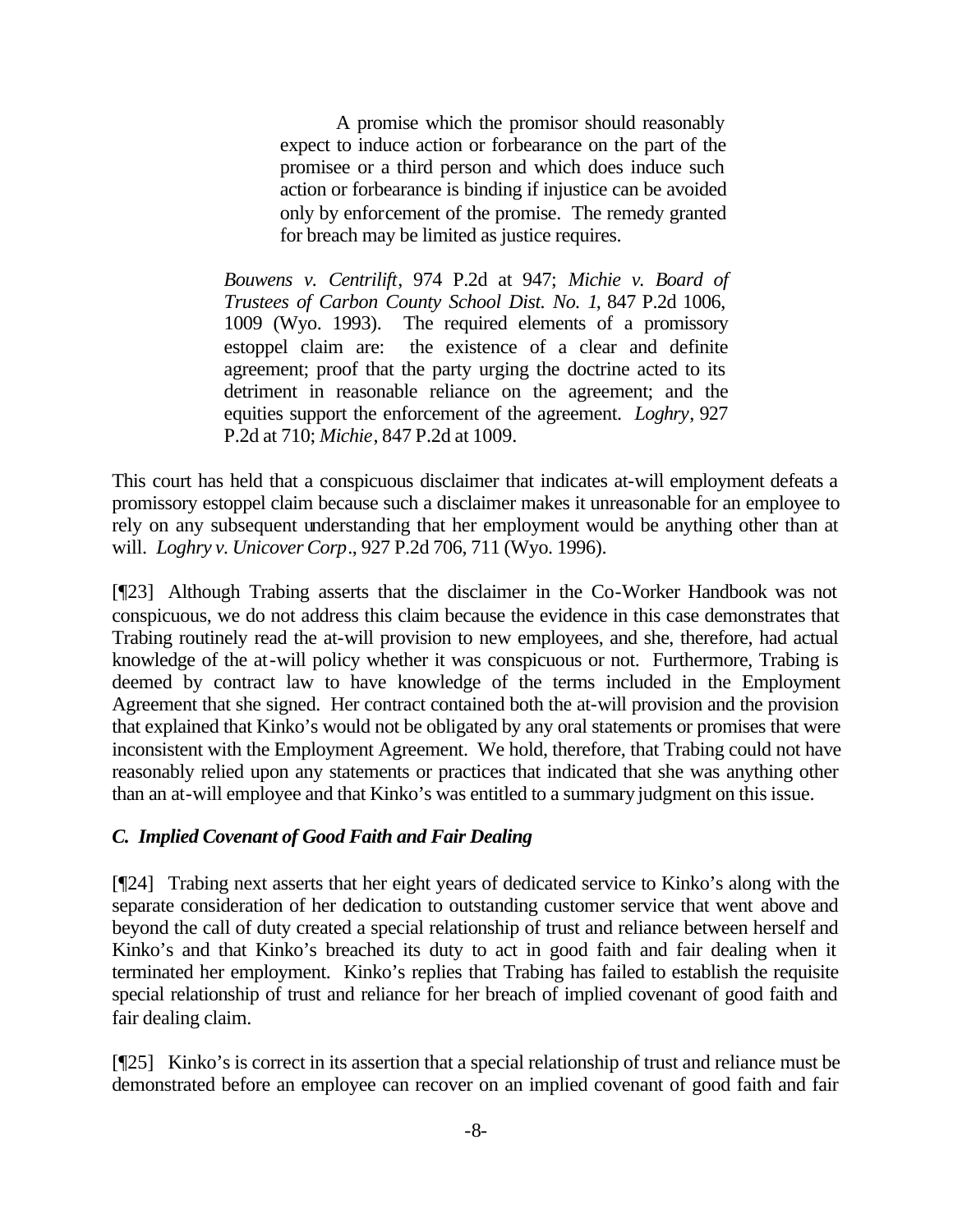> A promise which the promisor should reasonably expect to induce action or forbearance on the part of the promisee or a third person and which does induce such action or forbearance is binding if injustice can be avoided only by enforcement of the promise. The remedy granted for breach may be limited as justice requires.
>
> *Bouwens v. Centrilift*, 974 P.2d at 947; *Michie v. Board of Trustees of Carbon County School Dist. No. 1*, 847 P.2d 1006, 1009 (Wyo. 1993). The required elements of a promissory estoppel claim are: the existence of a clear and definite agreement; proof that the party urging the doctrine acted to its detriment in reasonable reliance on the agreement; and the equities support the enforcement of the agreement. *Loghry*, 927 P.2d at 710; *Michie*, 847 P.2d at 1009.

This court has held that a conspicuous disclaimer that indicates at-will employment defeats a promissory estoppel claim because such a disclaimer makes it unreasonable for an employee to rely on any subsequent understanding that her employment would be anything other than at will. *Loghry v. Unicover Corp*., 927 P.2d 706, 711 (Wyo. 1996).

[¶23] Although Trabing asserts that the disclaimer in the Co-Worker Handbook was not conspicuous, we do not address this claim because the evidence in this case demonstrates that Trabing routinely read the at-will provision to new employees, and she, therefore, had actual knowledge of the at-will policy whether it was conspicuous or not. Furthermore, Trabing is deemed by contract law to have knowledge of the terms included in the Employment Agreement that she signed. Her contract contained both the at-will provision and the provision that explained that Kinko's would not be obligated by any oral statements or promises that were inconsistent with the Employment Agreement. We hold, therefore, that Trabing could not have reasonably relied upon any statements or practices that indicated that she was anything other than an at-will employee and that Kinko's was entitled to a summary judgment on this issue.

### *C. Implied Covenant of Good Faith and Fair Dealing*

[¶24] Trabing next asserts that her eight years of dedicated service to Kinko's along with the separate consideration of her dedication to outstanding customer service that went above and beyond the call of duty created a special relationship of trust and reliance between herself and Kinko's and that Kinko's breached its duty to act in good faith and fair dealing when it terminated her employment. Kinko's replies that Trabing has failed to establish the requisite special relationship of trust and reliance for her breach of implied covenant of good faith and fair dealing claim.

[¶25] Kinko's is correct in its assertion that a special relationship of trust and reliance must be demonstrated before an employee can recover on an implied covenant of good faith and fair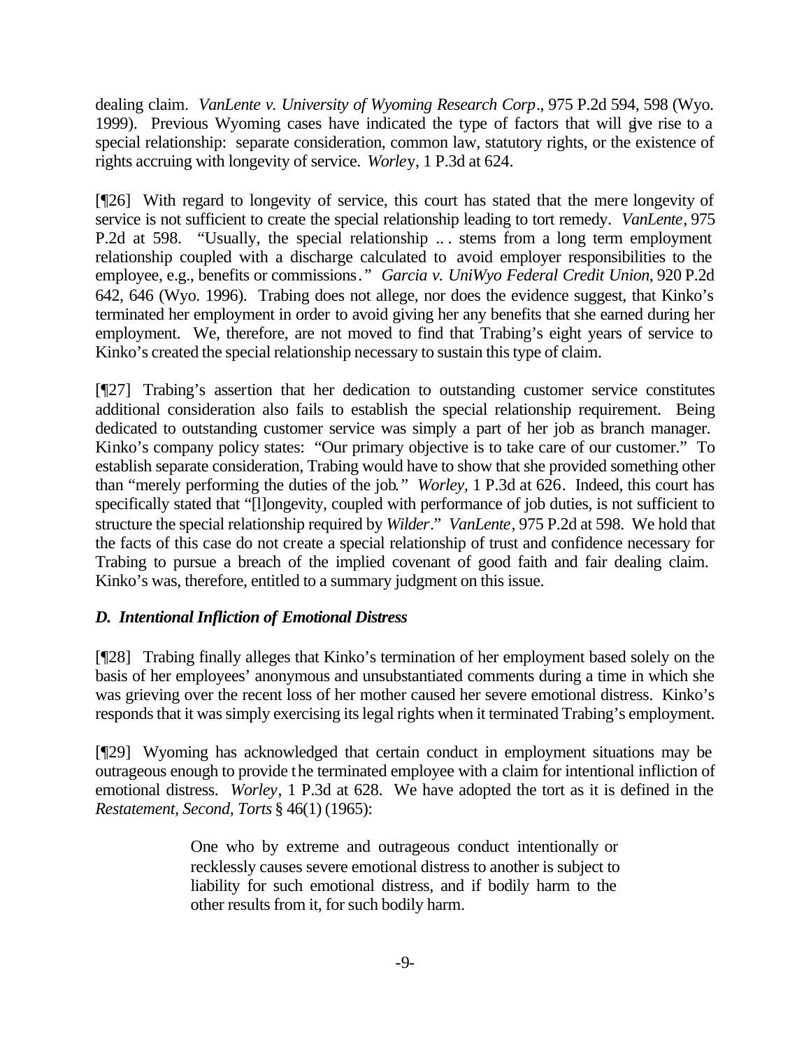dealing claim. *VanLente v. University of Wyoming Research Corp*., 975 P.2d 594, 598 (Wyo. 1999). Previous Wyoming cases have indicated the type of factors that will give rise to a special relationship: separate consideration, common law, statutory rights, or the existence of rights accruing with longevity of service. *Worley*, 1 P.3d at 624.

[¶26] With regard to longevity of service, this court has stated that the mere longevity of service is not sufficient to create the special relationship leading to tort remedy. *VanLente*, 975 P.2d at 598. "Usually, the special relationship . . . stems from a long term employment relationship coupled with a discharge calculated to avoid employer responsibilities to the employee, e.g., benefits or commissions." *Garcia v. UniWyo Federal Credit Union*, 920 P.2d 642, 646 (Wyo. 1996). Trabing does not allege, nor does the evidence suggest, that Kinko's terminated her employment in order to avoid giving her any benefits that she earned during her employment. We, therefore, are not moved to find that Trabing's eight years of service to Kinko's created the special relationship necessary to sustain this type of claim.

[¶27] Trabing's assertion that her dedication to outstanding customer service constitutes additional consideration also fails to establish the special relationship requirement. Being dedicated to outstanding customer service was simply a part of her job as branch manager. Kinko's company policy states: "Our primary objective is to take care of our customer." To establish separate consideration, Trabing would have to show that she provided something other than "merely performing the duties of the job." *Worley*, 1 P.3d at 626. Indeed, this court has specifically stated that "[l]ongevity, coupled with performance of job duties, is not sufficient to structure the special relationship required by *Wilder*." *VanLente*, 975 P.2d at 598. We hold that the facts of this case do not create a special relationship of trust and confidence necessary for Trabing to pursue a breach of the implied covenant of good faith and fair dealing claim. Kinko's was, therefore, entitled to a summary judgment on this issue.

### *D. Intentional Infliction of Emotional Distress*

[¶28] Trabing finally alleges that Kinko's termination of her employment based solely on the basis of her employees' anonymous and unsubstantiated comments during a time in which she was grieving over the recent loss of her mother caused her severe emotional distress. Kinko's responds that it was simply exercising its legal rights when it terminated Trabing's employment.

[¶29] Wyoming has acknowledged that certain conduct in employment situations may be outrageous enough to provide the terminated employee with a claim for intentional infliction of emotional distress. *Worley*, 1 P.3d at 628. We have adopted the tort as it is defined in the *Restatement, Second, Torts* § 46(1) (1965):

> One who by extreme and outrageous conduct intentionally or recklessly causes severe emotional distress to another is subject to liability for such emotional distress, and if bodily harm to the other results from it, for such bodily harm.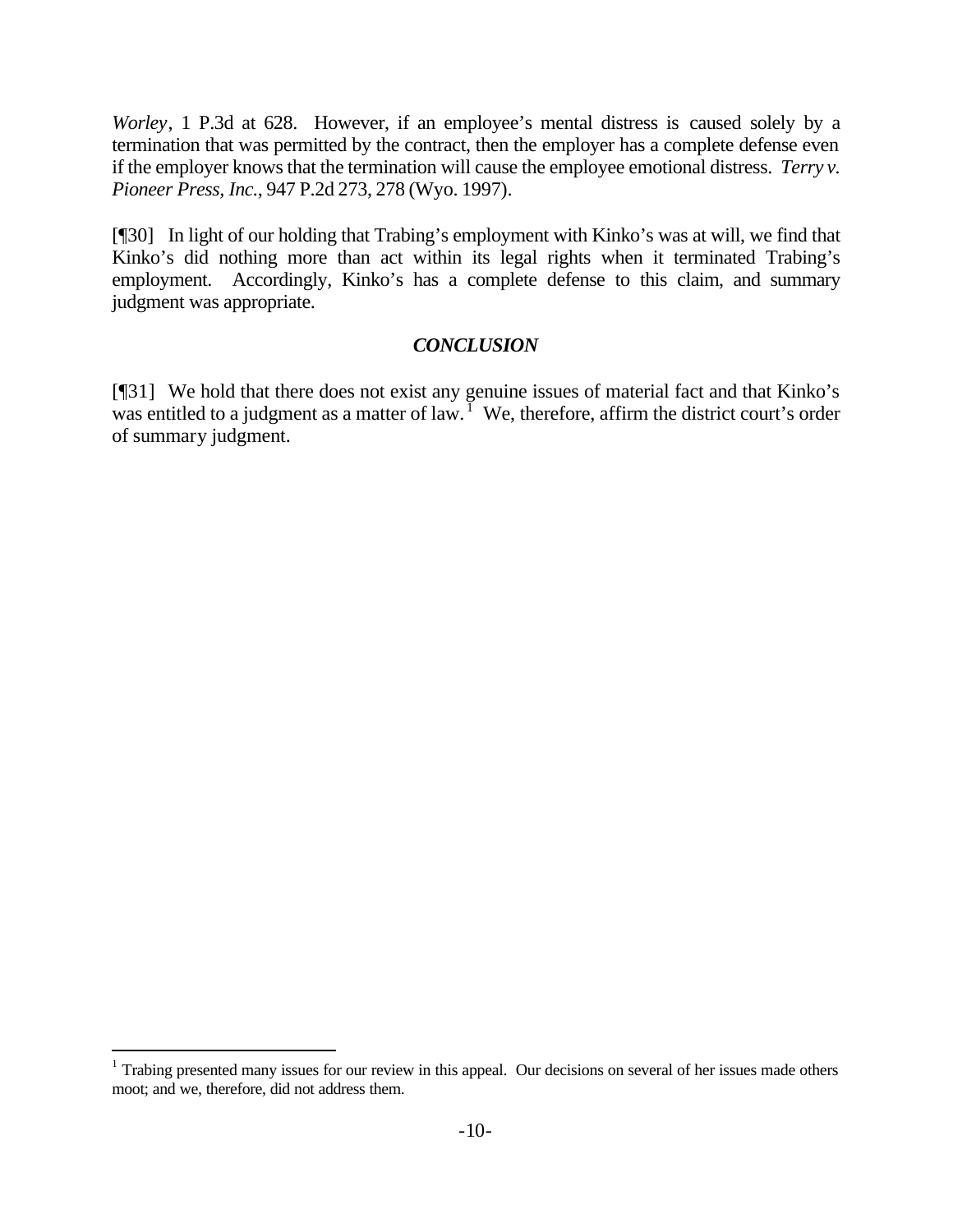*Worley*, 1 P.3d at 628. However, if an employee's mental distress is caused solely by a termination that was permitted by the contract, then the employer has a complete defense even if the employer knows that the termination will cause the employee emotional distress. *Terry v. Pioneer Press, Inc.*, 947 P.2d 273, 278 (Wyo. 1997).

[¶30] In light of our holding that Trabing's employment with Kinko's was at will, we find that Kinko's did nothing more than act within its legal rights when it terminated Trabing's employment. Accordingly, Kinko's has a complete defense to this claim, and summary judgment was appropriate.

### *CONCLUSION*

[¶31] We hold that there does not exist any genuine issues of material fact and that Kinko's was entitled to a judgment as a matter of law.[1] We, therefore, affirm the district court's order of summary judgment.

---

[1] Trabing presented many issues for our review in this appeal. Our decisions on several of her issues made others moot; and we, therefore, did not address them.